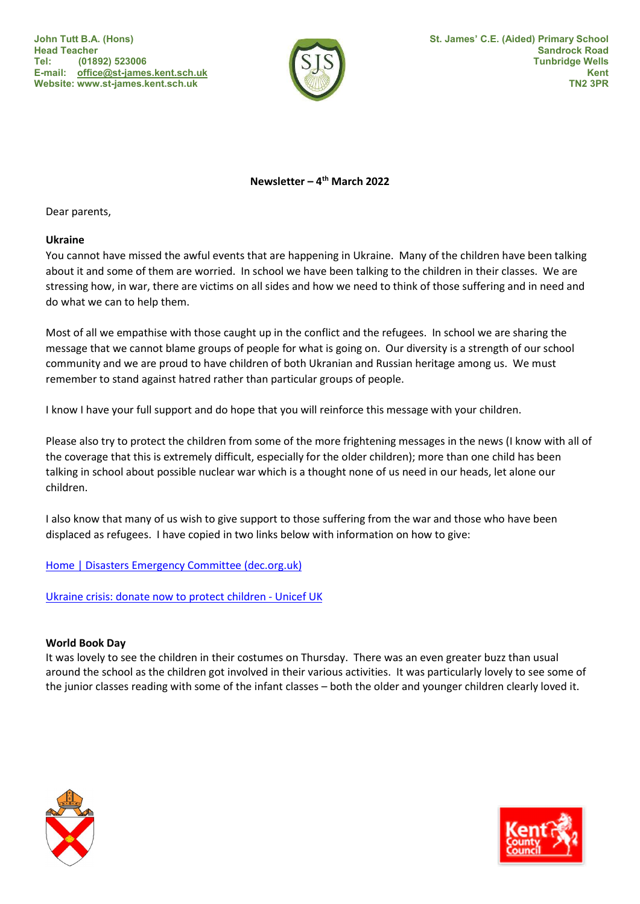John Tutt B.A. (Hons)
Head Teacher
Tel: (01892) 523006
E-mail: office@st-james.kent.sch.uk
Website: www.st-james.kent.sch.uk

St. James' C.E. (Aided) Primary School
Sandrock Road
Tunbridge Wells
Kent
TN2 3PR

**Newsletter – 4th March 2022**

Dear parents,

**Ukraine**

You cannot have missed the awful events that are happening in Ukraine. Many of the children have been talking about it and some of them are worried. In school we have been talking to the children in their classes. We are stressing how, in war, there are victims on all sides and how we need to think of those suffering and in need and do what we can to help them.

Most of all we empathise with those caught up in the conflict and the refugees. In school we are sharing the message that we cannot blame groups of people for what is going on. Our diversity is a strength of our school community and we are proud to have children of both Ukranian and Russian heritage among us. We must remember to stand against hatred rather than particular groups of people.

I know I have your full support and do hope that you will reinforce this message with your children.

Please also try to protect the children from some of the more frightening messages in the news (I know with all of the coverage that this is extremely difficult, especially for the older children); more than one child has been talking in school about possible nuclear war which is a thought none of us need in our heads, let alone our children.

I also know that many of us wish to give support to those suffering from the war and those who have been displaced as refugees. I have copied in two links below with information on how to give:

Home | Disasters Emergency Committee (dec.org.uk)

Ukraine crisis: donate now to protect children - Unicef UK

**World Book Day**

It was lovely to see the children in their costumes on Thursday. There was an even greater buzz than usual around the school as the children got involved in their various activities. It was particularly lovely to see some of the junior classes reading with some of the infant classes – both the older and younger children clearly loved it.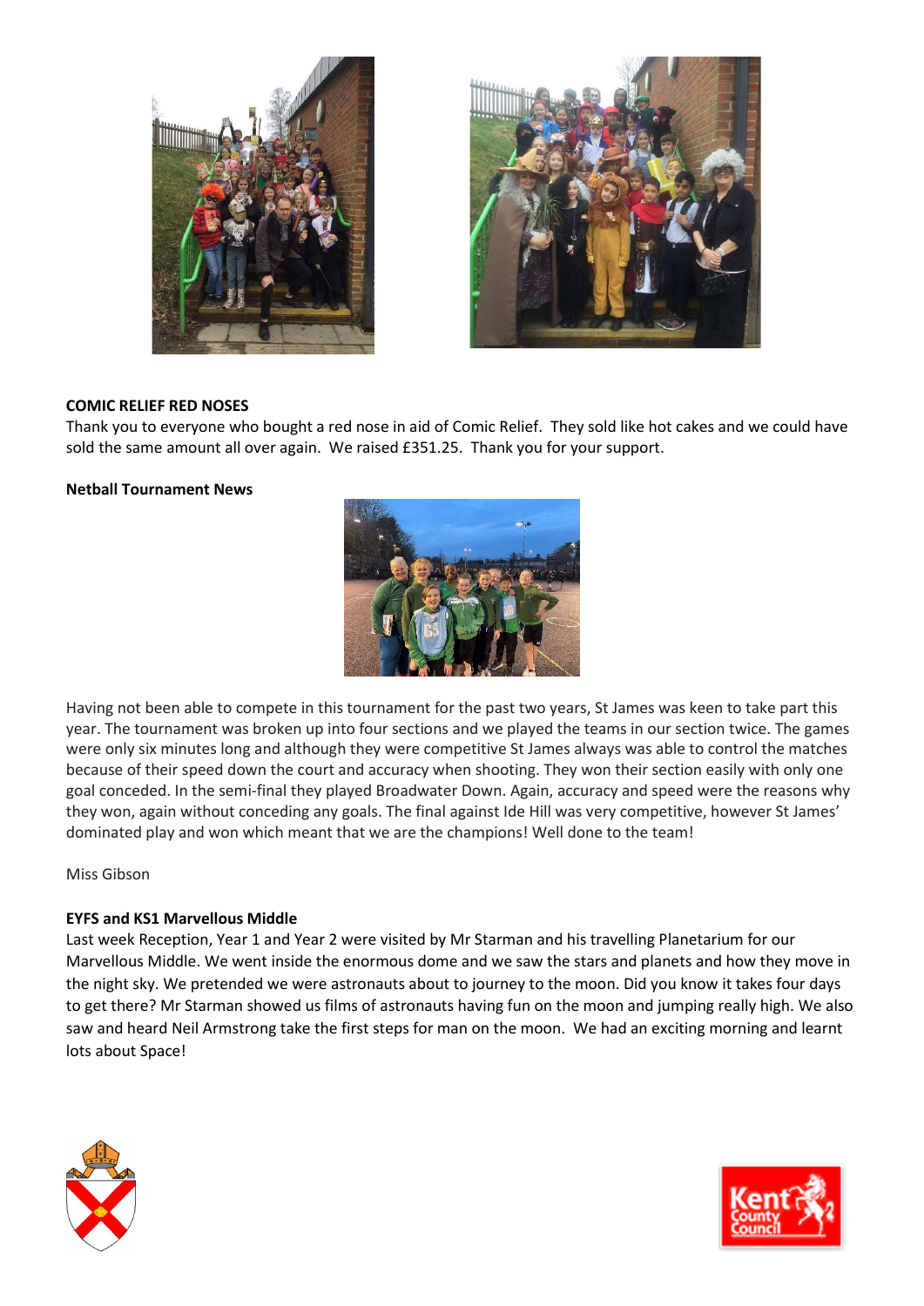**COMIC RELIEF RED NOSES**

Thank you to everyone who bought a red nose in aid of Comic Relief. They sold like hot cakes and we could have sold the same amount all over again. We raised £351.25. Thank you for your support.

**Netball Tournament News**

Having not been able to compete in this tournament for the past two years, St James was keen to take part this year. The tournament was broken up into four sections and we played the teams in our section twice. The games were only six minutes long and although they were competitive St James always was able to control the matches because of their speed down the court and accuracy when shooting. They won their section easily with only one goal conceded. In the semi-final they played Broadwater Down. Again, accuracy and speed were the reasons why they won, again without conceding any goals. The final against Ide Hill was very competitive, however St James' dominated play and won which meant that we are the champions! Well done to the team!

Miss Gibson

**EYFS and KS1 Marvellous Middle**

Last week Reception, Year 1 and Year 2 were visited by Mr Starman and his travelling Planetarium for our Marvellous Middle. We went inside the enormous dome and we saw the stars and planets and how they move in the night sky. We pretended we were astronauts about to journey to the moon. Did you know it takes four days to get there? Mr Starman showed us films of astronauts having fun on the moon and jumping really high. We also saw and heard Neil Armstrong take the first steps for man on the moon. We had an exciting morning and learnt lots about Space!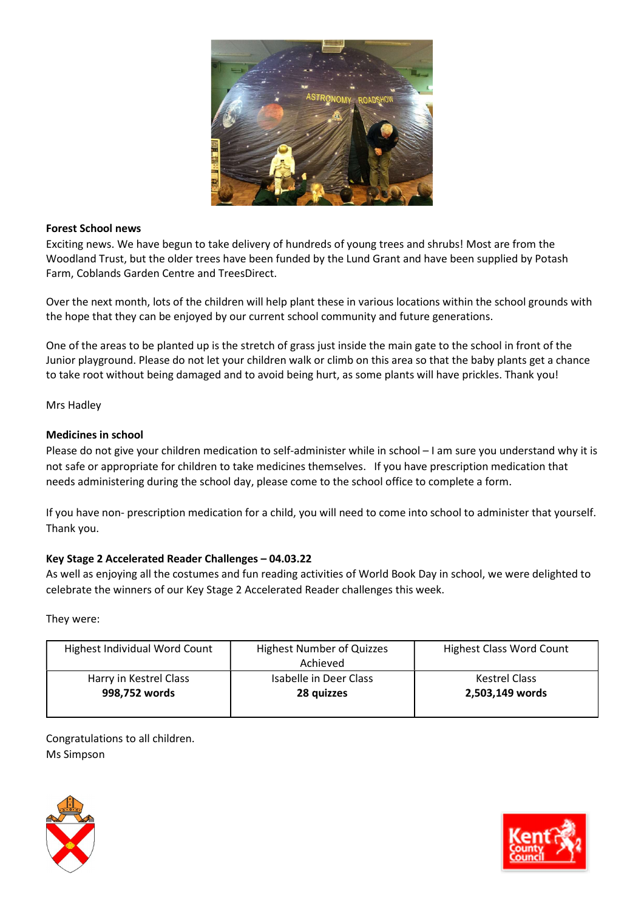**Forest School news**

Exciting news. We have begun to take delivery of hundreds of young trees and shrubs! Most are from the Woodland Trust, but the older trees have been funded by the Lund Grant and have been supplied by Potash Farm, Coblands Garden Centre and TreesDirect.

Over the next month, lots of the children will help plant these in various locations within the school grounds with the hope that they can be enjoyed by our current school community and future generations.

One of the areas to be planted up is the stretch of grass just inside the main gate to the school in front of the Junior playground. Please do not let your children walk or climb on this area so that the baby plants get a chance to take root without being damaged and to avoid being hurt, as some plants will have prickles. Thank you!

Mrs Hadley

**Medicines in school**

Please do not give your children medication to self-administer while in school – I am sure you understand why it is not safe or appropriate for children to take medicines themselves. If you have prescription medication that needs administering during the school day, please come to the school office to complete a form.

If you have non- prescription medication for a child, you will need to come into school to administer that yourself. Thank you.

**Key Stage 2 Accelerated Reader Challenges – 04.03.22**

As well as enjoying all the costumes and fun reading activities of World Book Day in school, we were delighted to celebrate the winners of our Key Stage 2 Accelerated Reader challenges this week.

They were:

| Highest Individual Word Count | Highest Number of Quizzes Achieved | Highest Class Word Count |
|---|---|---|
| Harry in Kestrel Class **998,752 words** | Isabelle in Deer Class **28 quizzes** | Kestrel Class **2,503,149 words** |

Congratulations to all children.
Ms Simpson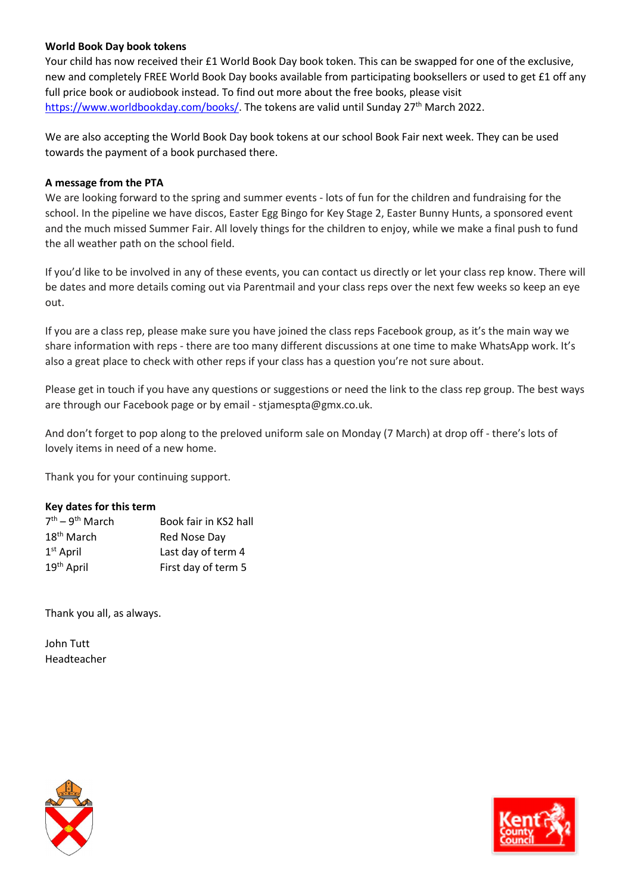**World Book Day book tokens**

Your child has now received their £1 World Book Day book token. This can be swapped for one of the exclusive, new and completely FREE World Book Day books available from participating booksellers or used to get £1 off any full price book or audiobook instead. To find out more about the free books, please visit https://www.worldbookday.com/books/. The tokens are valid until Sunday 27th March 2022.

We are also accepting the World Book Day book tokens at our school Book Fair next week. They can be used towards the payment of a book purchased there.

**A message from the PTA**

We are looking forward to the spring and summer events - lots of fun for the children and fundraising for the school. In the pipeline we have discos, Easter Egg Bingo for Key Stage 2, Easter Bunny Hunts, a sponsored event and the much missed Summer Fair. All lovely things for the children to enjoy, while we make a final push to fund the all weather path on the school field.

If you'd like to be involved in any of these events, you can contact us directly or let your class rep know. There will be dates and more details coming out via Parentmail and your class reps over the next few weeks so keep an eye out.

If you are a class rep, please make sure you have joined the class reps Facebook group, as it's the main way we share information with reps - there are too many different discussions at one time to make WhatsApp work. It's also a great place to check with other reps if your class has a question you're not sure about.

Please get in touch if you have any questions or suggestions or need the link to the class rep group. The best ways are through our Facebook page or by email - stjamespta@gmx.co.uk.

And don't forget to pop along to the preloved uniform sale on Monday (7 March) at drop off - there's lots of lovely items in need of a new home.

Thank you for your continuing support.

**Key dates for this term**

| | |
|---|---|
| 7th – 9th March | Book fair in KS2 hall |
| 18th March | Red Nose Day |
| 1st April | Last day of term 4 |
| 19th April | First day of term 5 |

Thank you all, as always.

John Tutt
Headteacher